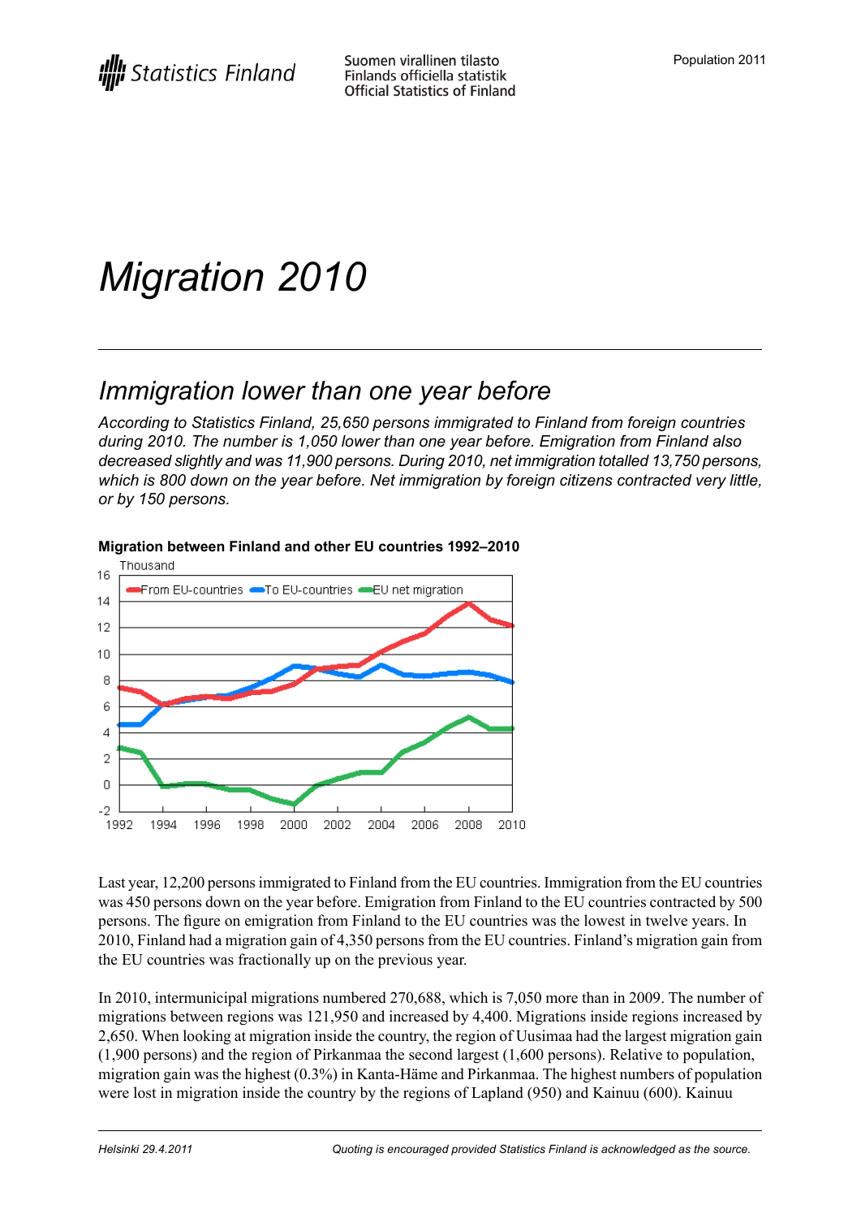Suomen virallinen tilasto
Finlands officiella statistik
Official Statistics of Finland

Population 2011

# Migration 2010

## Immigration lower than one year before

*According to Statistics Finland, 25,650 persons immigrated to Finland from foreign countries during 2010. The number is 1,050 lower than one year before. Emigration from Finland also decreased slightly and was 11,900 persons. During 2010, net immigration totalled 13,750 persons, which is 800 down on the year before. Net immigration by foreign citizens contracted very little, or by 150 persons.*

**Migration between Finland and other EU countries 1992–2010**

Last year, 12,200 persons immigrated to Finland from the EU countries. Immigration from the EU countries was 450 persons down on the year before. Emigration from Finland to the EU countries contracted by 500 persons. The figure on emigration from Finland to the EU countries was the lowest in twelve years. In 2010, Finland had a migration gain of 4,350 persons from the EU countries. Finland's migration gain from the EU countries was fractionally up on the previous year.

In 2010, intermunicipal migrations numbered 270,688, which is 7,050 more than in 2009. The number of migrations between regions was 121,950 and increased by 4,400. Migrations inside regions increased by 2,650. When looking at migration inside the country, the region of Uusimaa had the largest migration gain (1,900 persons) and the region of Pirkanmaa the second largest (1,600 persons). Relative to population, migration gain was the highest (0.3%) in Kanta-Häme and Pirkanmaa. The highest numbers of population were lost in migration inside the country by the regions of Lapland (950) and Kainuu (600). Kainuu

*Helsinki 29.4.2011*

*Quoting is encouraged provided Statistics Finland is acknowledged as the source.*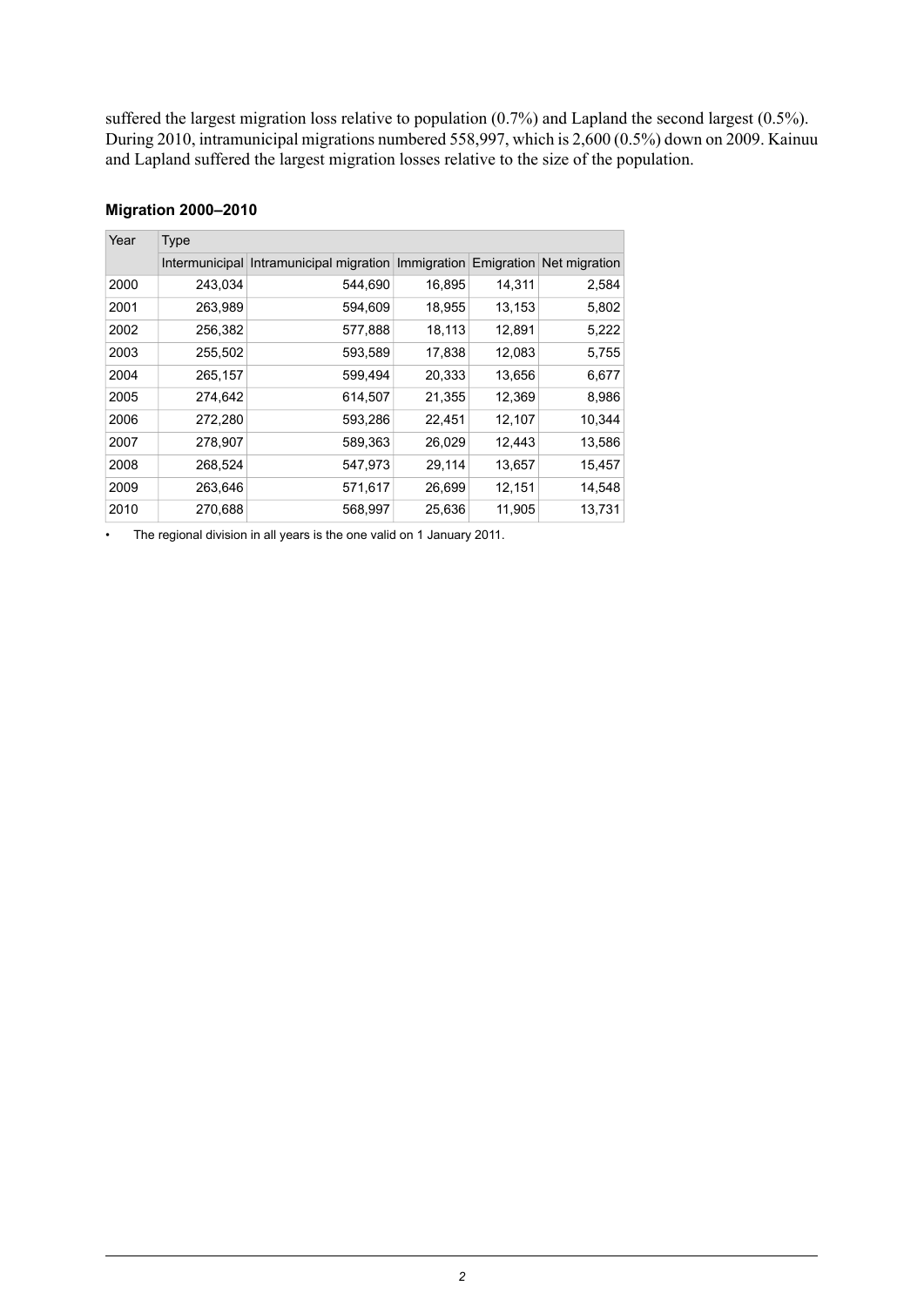suffered the largest migration loss relative to population (0.7%) and Lapland the second largest (0.5%). During 2010, intramunicipal migrations numbered 558,997, which is 2,600 (0.5%) down on 2009. Kainuu and Lapland suffered the largest migration losses relative to the size of the population.

**Migration 2000–2010**

| Year | Type | | | | |
|---|---|---|---|---|---|
| | Intermunicipal | Intramunicipal migration | Immigration | Emigration | Net migration |
| 2000 | 243,034 | 544,690 | 16,895 | 14,311 | 2,584 |
| 2001 | 263,989 | 594,609 | 18,955 | 13,153 | 5,802 |
| 2002 | 256,382 | 577,888 | 18,113 | 12,891 | 5,222 |
| 2003 | 255,502 | 593,589 | 17,838 | 12,083 | 5,755 |
| 2004 | 265,157 | 599,494 | 20,333 | 13,656 | 6,677 |
| 2005 | 274,642 | 614,507 | 21,355 | 12,369 | 8,986 |
| 2006 | 272,280 | 593,286 | 22,451 | 12,107 | 10,344 |
| 2007 | 278,907 | 589,363 | 26,029 | 12,443 | 13,586 |
| 2008 | 268,524 | 547,973 | 29,114 | 13,657 | 15,457 |
| 2009 | 263,646 | 571,617 | 26,699 | 12,151 | 14,548 |
| 2010 | 270,688 | 568,997 | 25,636 | 11,905 | 13,731 |

- The regional division in all years is the one valid on 1 January 2011.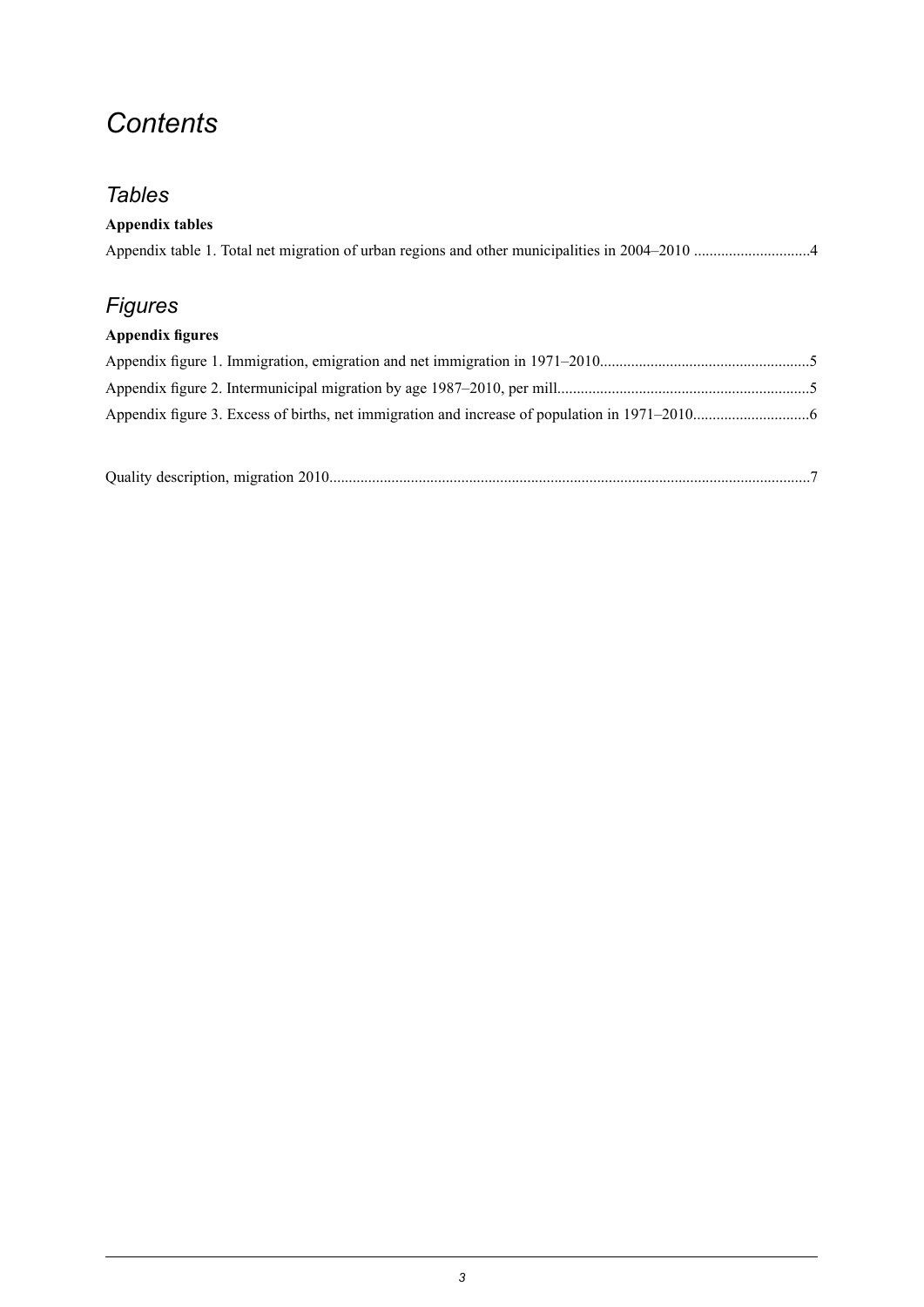# *Contents*

## *Tables*

**Appendix tables**

Appendix table 1. Total net migration of urban regions and other municipalities in 2004–2010 .............................4

## *Figures*

**Appendix figures**

Appendix figure 1. Immigration, emigration and net immigration in 1971–2010......................................................5

Appendix figure 2. Intermunicipal migration by age 1987–2010, per mill.................................................................5

Appendix figure 3. Excess of births, net immigration and increase of population in 1971–2010.............................6

Quality description, migration 2010...........................................................................................................................7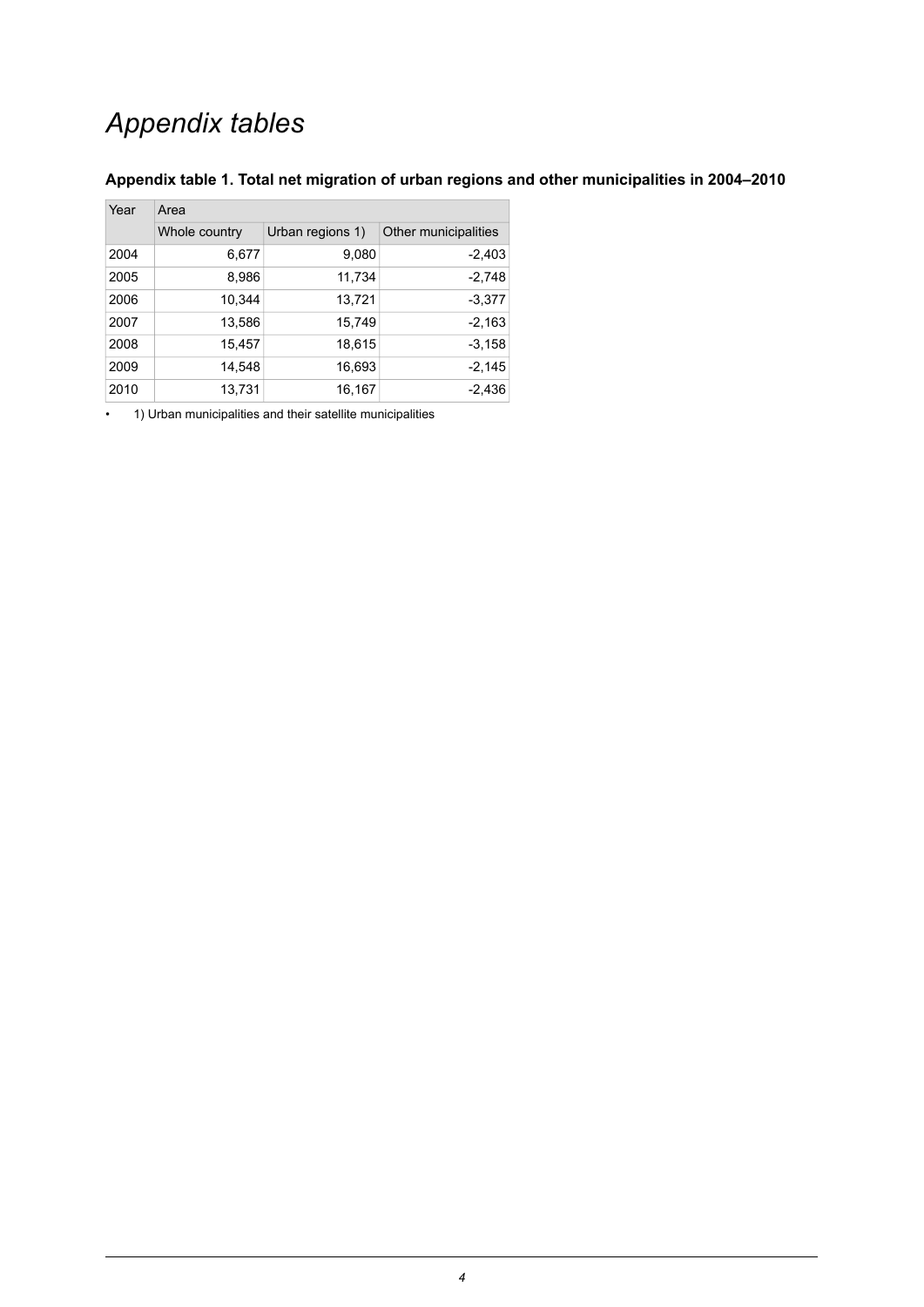# *Appendix tables*

### Appendix table 1. Total net migration of urban regions and other municipalities in 2004–2010

| Year | Area | | |
|---|---|---|---|
| | Whole country | Urban regions 1) | Other municipalities |
| 2004 | 6,677 | 9,080 | -2,403 |
| 2005 | 8,986 | 11,734 | -2,748 |
| 2006 | 10,344 | 13,721 | -3,377 |
| 2007 | 13,586 | 15,749 | -2,163 |
| 2008 | 15,457 | 18,615 | -3,158 |
| 2009 | 14,548 | 16,693 | -2,145 |
| 2010 | 13,731 | 16,167 | -2,436 |

- 1) Urban municipalities and their satellite municipalities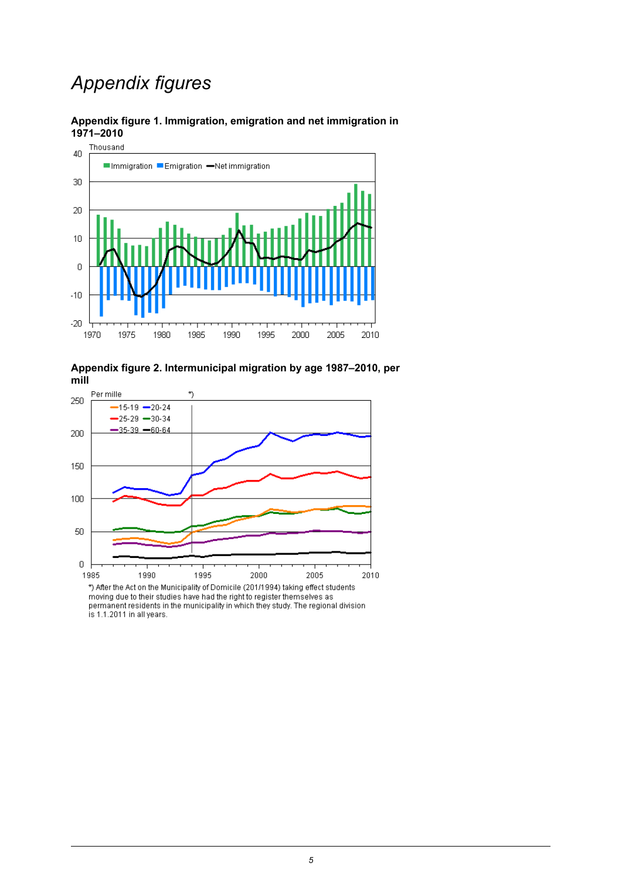# *Appendix figures*

**Appendix figure 1. Immigration, emigration and net immigration in 1971–2010**

**Appendix figure 2. Intermunicipal migration by age 1987–2010, per mill**

*) After the Act on the Municipality of Domicile (201/1994) taking effect students moving due to their studies have had the right to register themselves as permanent residents in the municipality in which they study. The regional division is 1.1.2011 in all years.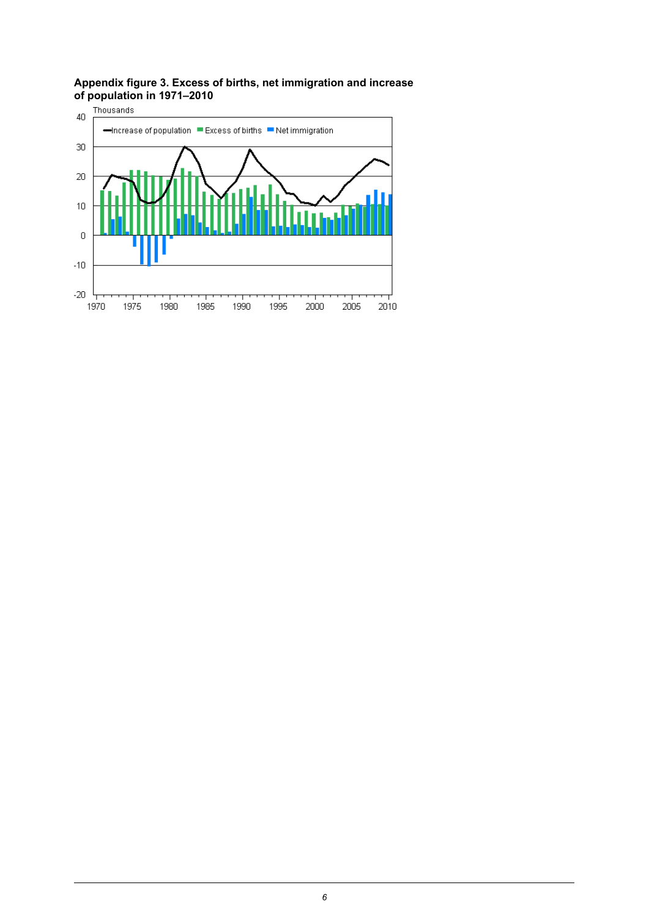**Appendix figure 3. Excess of births, net immigration and increase of population in 1971–2010**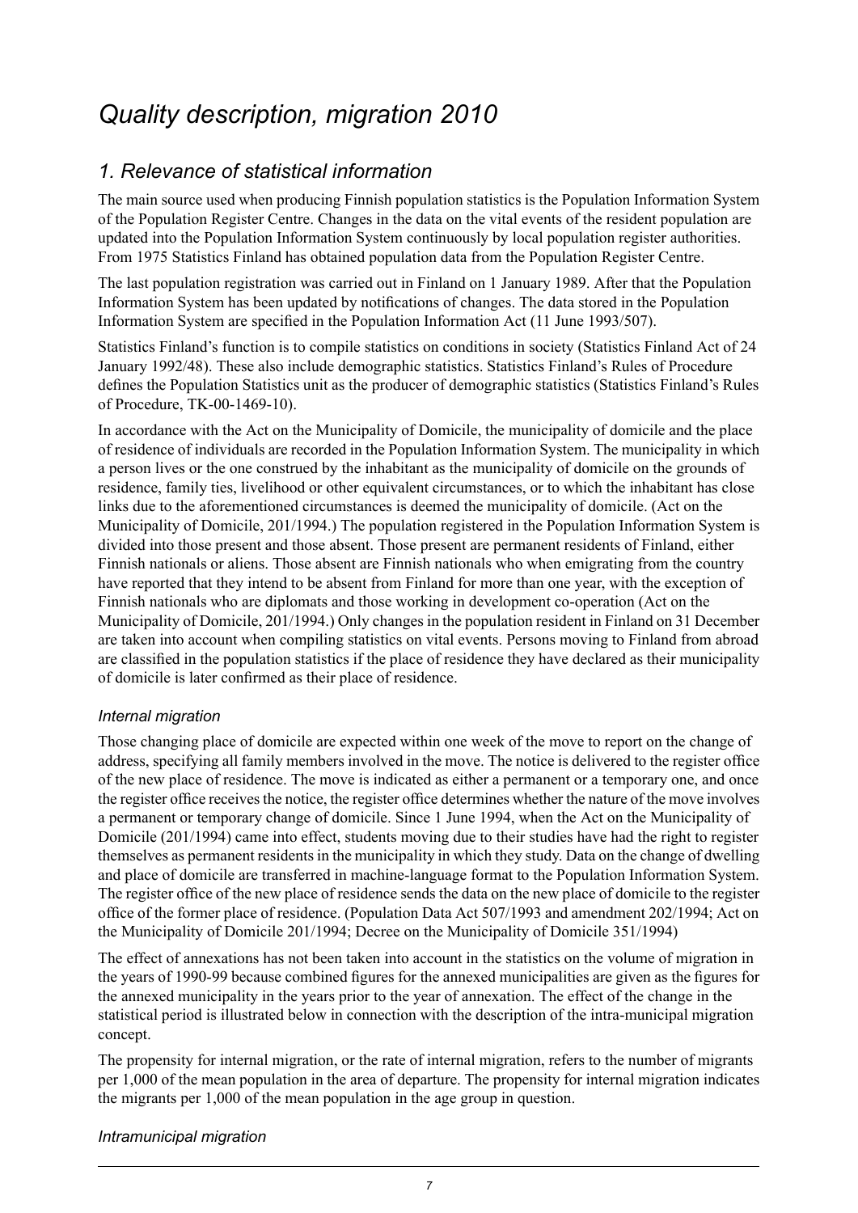# *Quality description, migration 2010*

## *1. Relevance of statistical information*

The main source used when producing Finnish population statistics is the Population Information System of the Population Register Centre. Changes in the data on the vital events of the resident population are updated into the Population Information System continuously by local population register authorities. From 1975 Statistics Finland has obtained population data from the Population Register Centre.

The last population registration was carried out in Finland on 1 January 1989. After that the Population Information System has been updated by notifications of changes. The data stored in the Population Information System are specified in the Population Information Act (11 June 1993/507).

Statistics Finland's function is to compile statistics on conditions in society (Statistics Finland Act of 24 January 1992/48). These also include demographic statistics. Statistics Finland's Rules of Procedure defines the Population Statistics unit as the producer of demographic statistics (Statistics Finland's Rules of Procedure, TK-00-1469-10).

In accordance with the Act on the Municipality of Domicile, the municipality of domicile and the place of residence of individuals are recorded in the Population Information System. The municipality in which a person lives or the one construed by the inhabitant as the municipality of domicile on the grounds of residence, family ties, livelihood or other equivalent circumstances, or to which the inhabitant has close links due to the aforementioned circumstances is deemed the municipality of domicile. (Act on the Municipality of Domicile, 201/1994.) The population registered in the Population Information System is divided into those present and those absent. Those present are permanent residents of Finland, either Finnish nationals or aliens. Those absent are Finnish nationals who when emigrating from the country have reported that they intend to be absent from Finland for more than one year, with the exception of Finnish nationals who are diplomats and those working in development co-operation (Act on the Municipality of Domicile, 201/1994.) Only changes in the population resident in Finland on 31 December are taken into account when compiling statistics on vital events. Persons moving to Finland from abroad are classified in the population statistics if the place of residence they have declared as their municipality of domicile is later confirmed as their place of residence.

### *Internal migration*

Those changing place of domicile are expected within one week of the move to report on the change of address, specifying all family members involved in the move. The notice is delivered to the register office of the new place of residence. The move is indicated as either a permanent or a temporary one, and once the register office receives the notice, the register office determines whether the nature of the move involves a permanent or temporary change of domicile. Since 1 June 1994, when the Act on the Municipality of Domicile (201/1994) came into effect, students moving due to their studies have had the right to register themselves as permanent residents in the municipality in which they study. Data on the change of dwelling and place of domicile are transferred in machine-language format to the Population Information System. The register office of the new place of residence sends the data on the new place of domicile to the register office of the former place of residence. (Population Data Act 507/1993 and amendment 202/1994; Act on the Municipality of Domicile 201/1994; Decree on the Municipality of Domicile 351/1994)

The effect of annexations has not been taken into account in the statistics on the volume of migration in the years of 1990-99 because combined figures for the annexed municipalities are given as the figures for the annexed municipality in the years prior to the year of annexation. The effect of the change in the statistical period is illustrated below in connection with the description of the intra-municipal migration concept.

The propensity for internal migration, or the rate of internal migration, refers to the number of migrants per 1,000 of the mean population in the area of departure. The propensity for internal migration indicates the migrants per 1,000 of the mean population in the age group in question.

### *Intramunicipal migration*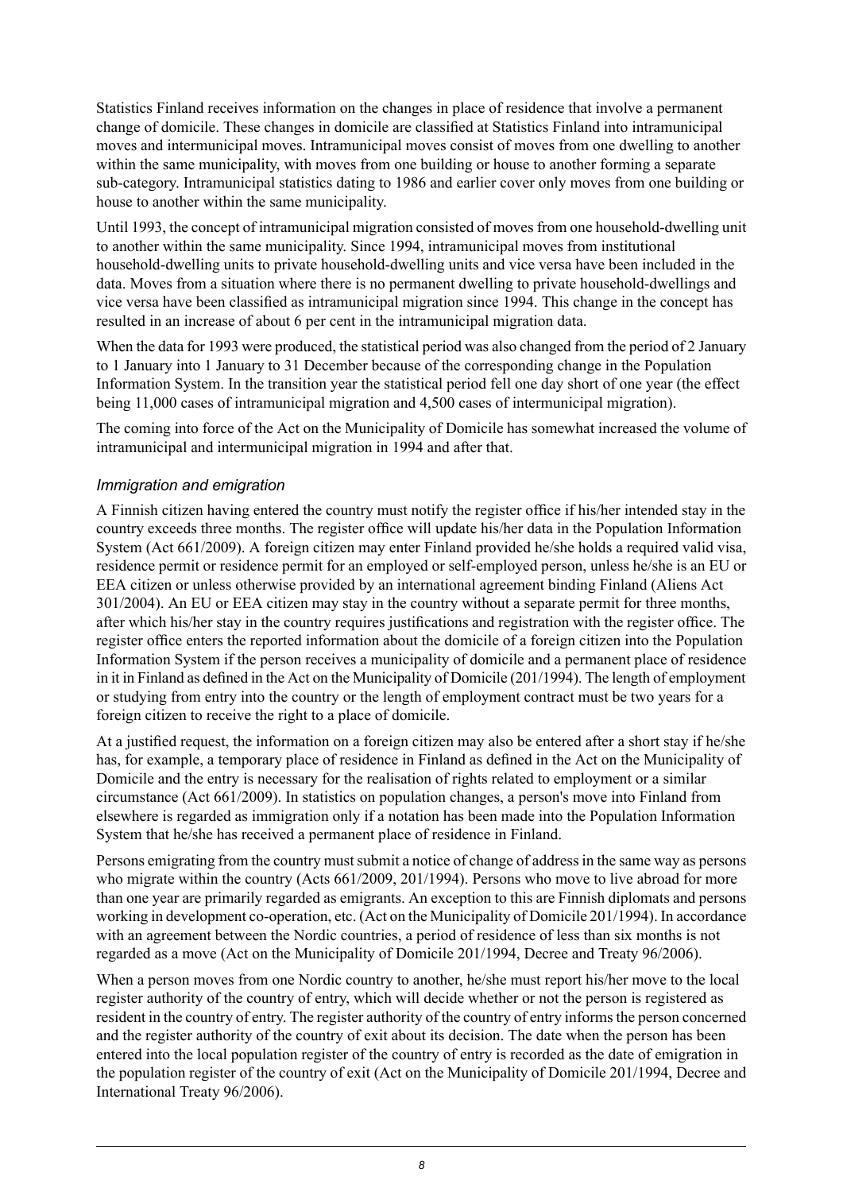Statistics Finland receives information on the changes in place of residence that involve a permanent change of domicile. These changes in domicile are classified at Statistics Finland into intramunicipal moves and intermunicipal moves. Intramunicipal moves consist of moves from one dwelling to another within the same municipality, with moves from one building or house to another forming a separate sub-category. Intramunicipal statistics dating to 1986 and earlier cover only moves from one building or house to another within the same municipality.

Until 1993, the concept of intramunicipal migration consisted of moves from one household-dwelling unit to another within the same municipality. Since 1994, intramunicipal moves from institutional household-dwelling units to private household-dwelling units and vice versa have been included in the data. Moves from a situation where there is no permanent dwelling to private household-dwellings and vice versa have been classified as intramunicipal migration since 1994. This change in the concept has resulted in an increase of about 6 per cent in the intramunicipal migration data.

When the data for 1993 were produced, the statistical period was also changed from the period of 2 January to 1 January into 1 January to 31 December because of the corresponding change in the Population Information System. In the transition year the statistical period fell one day short of one year (the effect being 11,000 cases of intramunicipal migration and 4,500 cases of intermunicipal migration).

The coming into force of the Act on the Municipality of Domicile has somewhat increased the volume of intramunicipal and intermunicipal migration in 1994 and after that.

### *Immigration and emigration*

A Finnish citizen having entered the country must notify the register office if his/her intended stay in the country exceeds three months. The register office will update his/her data in the Population Information System (Act 661/2009). A foreign citizen may enter Finland provided he/she holds a required valid visa, residence permit or residence permit for an employed or self-employed person, unless he/she is an EU or EEA citizen or unless otherwise provided by an international agreement binding Finland (Aliens Act 301/2004). An EU or EEA citizen may stay in the country without a separate permit for three months, after which his/her stay in the country requires justifications and registration with the register office. The register office enters the reported information about the domicile of a foreign citizen into the Population Information System if the person receives a municipality of domicile and a permanent place of residence in it in Finland as defined in the Act on the Municipality of Domicile (201/1994). The length of employment or studying from entry into the country or the length of employment contract must be two years for a foreign citizen to receive the right to a place of domicile.

At a justified request, the information on a foreign citizen may also be entered after a short stay if he/she has, for example, a temporary place of residence in Finland as defined in the Act on the Municipality of Domicile and the entry is necessary for the realisation of rights related to employment or a similar circumstance (Act 661/2009). In statistics on population changes, a person's move into Finland from elsewhere is regarded as immigration only if a notation has been made into the Population Information System that he/she has received a permanent place of residence in Finland.

Persons emigrating from the country must submit a notice of change of address in the same way as persons who migrate within the country (Acts 661/2009, 201/1994). Persons who move to live abroad for more than one year are primarily regarded as emigrants. An exception to this are Finnish diplomats and persons working in development co-operation, etc. (Act on the Municipality of Domicile 201/1994). In accordance with an agreement between the Nordic countries, a period of residence of less than six months is not regarded as a move (Act on the Municipality of Domicile 201/1994, Decree and Treaty 96/2006).

When a person moves from one Nordic country to another, he/she must report his/her move to the local register authority of the country of entry, which will decide whether or not the person is registered as resident in the country of entry. The register authority of the country of entry informs the person concerned and the register authority of the country of exit about its decision. The date when the person has been entered into the local population register of the country of entry is recorded as the date of emigration in the population register of the country of exit (Act on the Municipality of Domicile 201/1994, Decree and International Treaty 96/2006).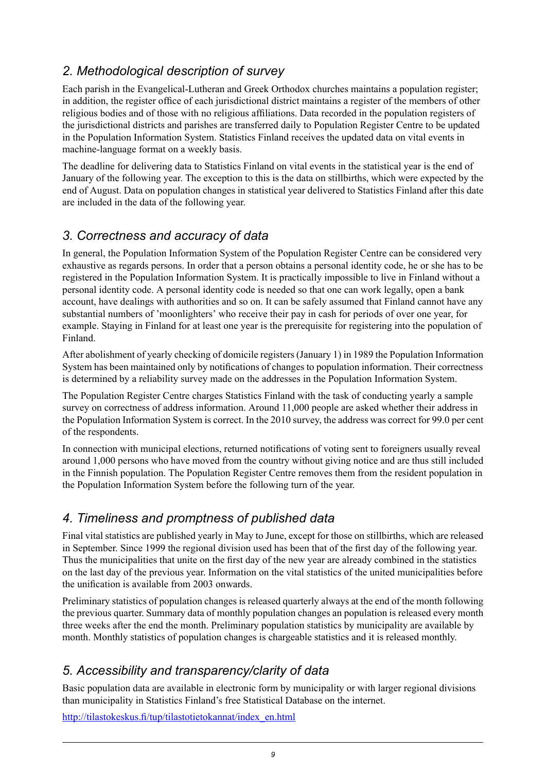## *2. Methodological description of survey*

Each parish in the Evangelical-Lutheran and Greek Orthodox churches maintains a population register; in addition, the register office of each jurisdictional district maintains a register of the members of other religious bodies and of those with no religious affiliations. Data recorded in the population registers of the jurisdictional districts and parishes are transferred daily to Population Register Centre to be updated in the Population Information System. Statistics Finland receives the updated data on vital events in machine-language format on a weekly basis.

The deadline for delivering data to Statistics Finland on vital events in the statistical year is the end of January of the following year. The exception to this is the data on stillbirths, which were expected by the end of August. Data on population changes in statistical year delivered to Statistics Finland after this date are included in the data of the following year.

## *3. Correctness and accuracy of data*

In general, the Population Information System of the Population Register Centre can be considered very exhaustive as regards persons. In order that a person obtains a personal identity code, he or she has to be registered in the Population Information System. It is practically impossible to live in Finland without a personal identity code. A personal identity code is needed so that one can work legally, open a bank account, have dealings with authorities and so on. It can be safely assumed that Finland cannot have any substantial numbers of 'moonlighters' who receive their pay in cash for periods of over one year, for example. Staying in Finland for at least one year is the prerequisite for registering into the population of Finland.

After abolishment of yearly checking of domicile registers (January 1) in 1989 the Population Information System has been maintained only by notifications of changes to population information. Their correctness is determined by a reliability survey made on the addresses in the Population Information System.

The Population Register Centre charges Statistics Finland with the task of conducting yearly a sample survey on correctness of address information. Around 11,000 people are asked whether their address in the Population Information System is correct. In the 2010 survey, the address was correct for 99.0 per cent of the respondents.

In connection with municipal elections, returned notifications of voting sent to foreigners usually reveal around 1,000 persons who have moved from the country without giving notice and are thus still included in the Finnish population. The Population Register Centre removes them from the resident population in the Population Information System before the following turn of the year.

## *4. Timeliness and promptness of published data*

Final vital statistics are published yearly in May to June, except for those on stillbirths, which are released in September. Since 1999 the regional division used has been that of the first day of the following year. Thus the municipalities that unite on the first day of the new year are already combined in the statistics on the last day of the previous year. Information on the vital statistics of the united municipalities before the unification is available from 2003 onwards.

Preliminary statistics of population changes is released quarterly always at the end of the month following the previous quarter. Summary data of monthly population changes an population is released every month three weeks after the end the month. Preliminary population statistics by municipality are available by month. Monthly statistics of population changes is chargeable statistics and it is released monthly.

## *5. Accessibility and transparency/clarity of data*

Basic population data are available in electronic form by municipality or with larger regional divisions than municipality in Statistics Finland's free Statistical Database on the internet.

http://tilastokeskus.fi/tup/tilastotietokannat/index_en.html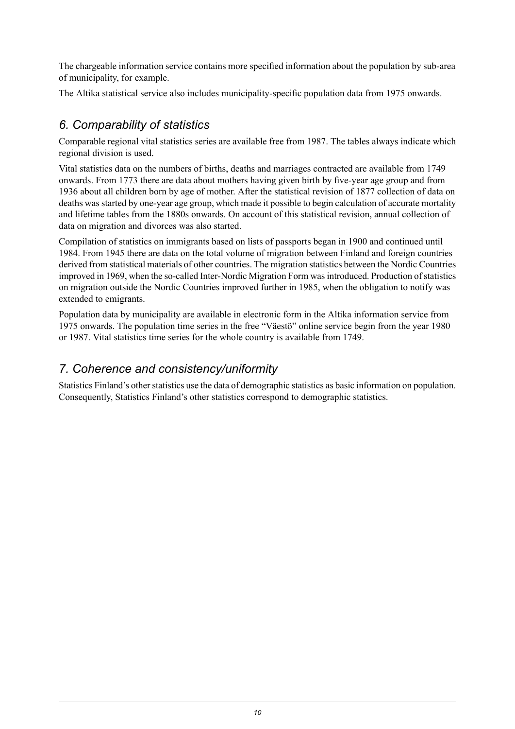The chargeable information service contains more specified information about the population by sub-area of municipality, for example.

The Altika statistical service also includes municipality-specific population data from 1975 onwards.

## *6. Comparability of statistics*

Comparable regional vital statistics series are available free from 1987. The tables always indicate which regional division is used.

Vital statistics data on the numbers of births, deaths and marriages contracted are available from 1749 onwards. From 1773 there are data about mothers having given birth by five-year age group and from 1936 about all children born by age of mother. After the statistical revision of 1877 collection of data on deaths was started by one-year age group, which made it possible to begin calculation of accurate mortality and lifetime tables from the 1880s onwards. On account of this statistical revision, annual collection of data on migration and divorces was also started.

Compilation of statistics on immigrants based on lists of passports began in 1900 and continued until 1984. From 1945 there are data on the total volume of migration between Finland and foreign countries derived from statistical materials of other countries. The migration statistics between the Nordic Countries improved in 1969, when the so-called Inter-Nordic Migration Form was introduced. Production of statistics on migration outside the Nordic Countries improved further in 1985, when the obligation to notify was extended to emigrants.

Population data by municipality are available in electronic form in the Altika information service from 1975 onwards. The population time series in the free "Väestö" online service begin from the year 1980 or 1987. Vital statistics time series for the whole country is available from 1749.

## *7. Coherence and consistency/uniformity*

Statistics Finland's other statistics use the data of demographic statistics as basic information on population. Consequently, Statistics Finland's other statistics correspond to demographic statistics.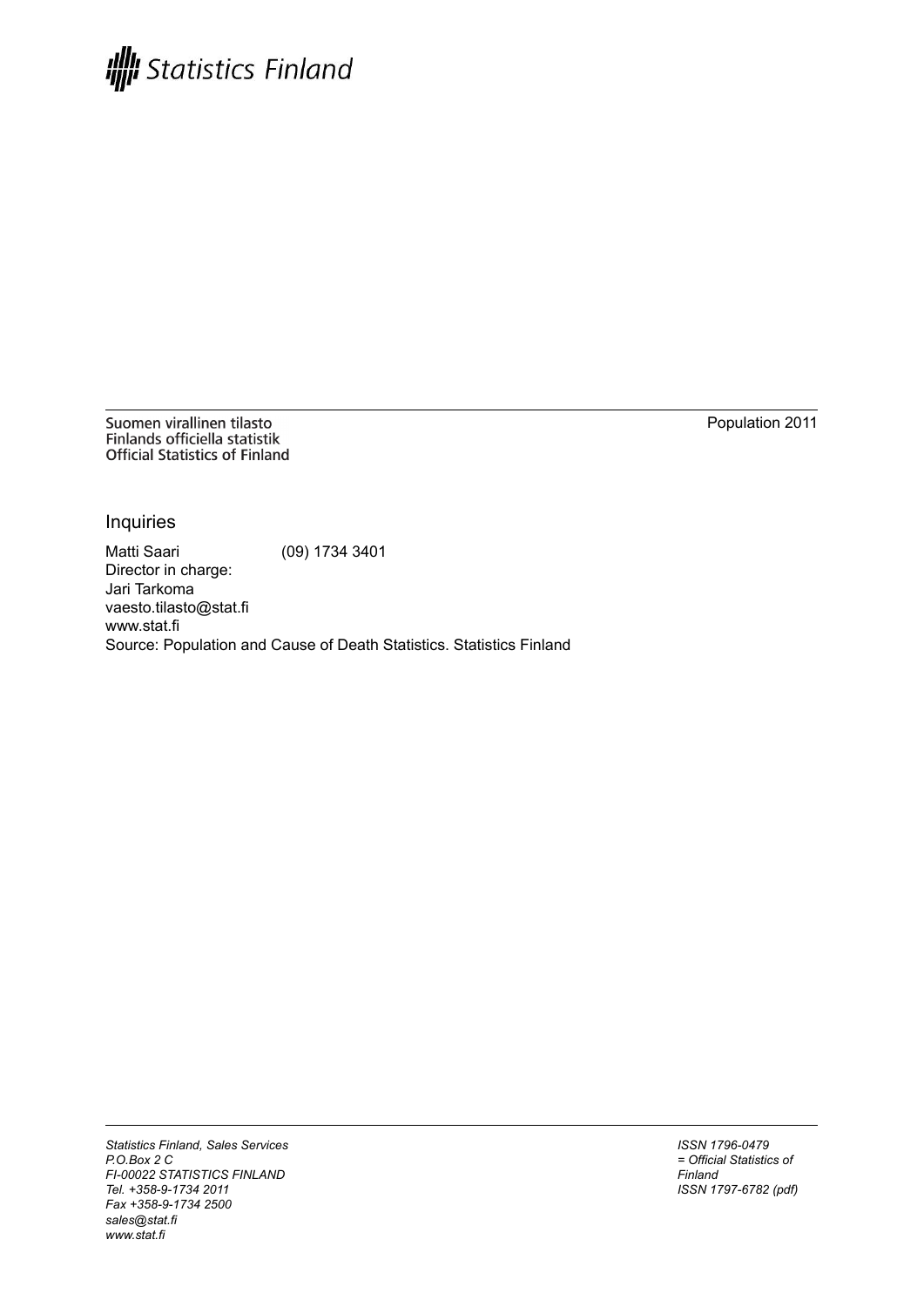Statistics Finland

Suomen virallinen tilasto
Finlands officiella statistik
**Official Statistics of Finland**

Population 2011

## Inquiries

Matti Saari (09) 1734 3401
Director in charge:
Jari Tarkoma
vaesto.tilasto@stat.fi
www.stat.fi
Source: Population and Cause of Death Statistics. Statistics Finland

*Statistics Finland, Sales Services*
*P.O.Box 2 C*
*FI-00022 STATISTICS FINLAND*
*Tel. +358-9-1734 2011*
*Fax +358-9-1734 2500*
*sales@stat.fi*
*www.stat.fi*

*ISSN 1796-0479*
*= Official Statistics of Finland*
*ISSN 1797-6782 (pdf)*